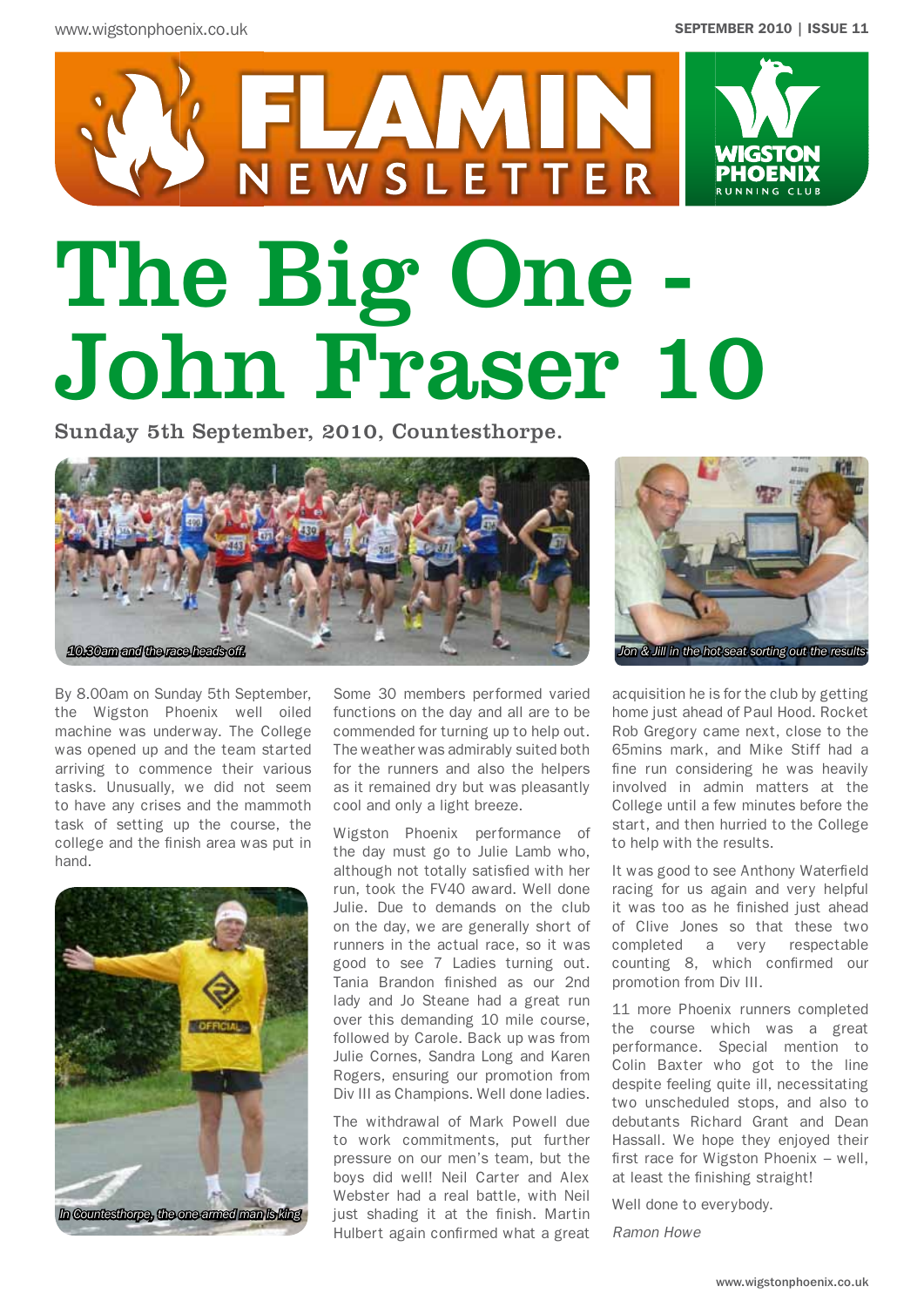# FLAMIN NEWSLETTER

WIGSTON PHOENIX RUNNING CLUB

# The Big One - John Fraser 10

Sunday 5th September, 2010, Countesthorpe.

10:30am and the race heads off.

Jon & Jill in the hot seat sorting out the results

By 8.00am on Sunday 5th September, the Wigston Phoenix well oiled machine was underway. The College was opened up and the team started arriving to commence their various tasks. Unusually, we did not seem to have any crises and the mammoth task of setting up the course, the college and the finish area was put in hand.

In Countesthorpe, the one armed man is king

Some 30 members performed varied functions on the day and all are to be commended for turning up to help out. The weather was admirably suited both for the runners and also the helpers as it remained dry but was pleasantly cool and only a light breeze.

Wigston Phoenix performance of the day must go to Julie Lamb who, although not totally satisfied with her run, took the FV40 award. Well done Julie. Due to demands on the club on the day, we are generally short of runners in the actual race, so it was good to see 7 Ladies turning out. Tania Brandon finished as our 2nd lady and Jo Steane had a great run over this demanding 10 mile course, followed by Carole. Back up was from Julie Cornes, Sandra Long and Karen Rogers, ensuring our promotion from Div III as Champions. Well done ladies.

The withdrawal of Mark Powell due to work commitments, put further pressure on our men's team, but the boys did well! Neil Carter and Alex Webster had a real battle, with Neil just shading it at the finish. Martin Hulbert again confirmed what a great acquisition he is for the club by getting home just ahead of Paul Hood. Rocket Rob Gregory came next, close to the 65mins mark, and Mike Stiff had a fine run considering he was heavily involved in admin matters at the College until a few minutes before the start, and then hurried to the College to help with the results.

It was good to see Anthony Waterfield racing for us again and very helpful it was too as he finished just ahead of Clive Jones so that these two completed a very respectable counting 8, which confirmed our promotion from Div III.

11 more Phoenix runners completed the course which was a great performance. Special mention to Colin Baxter who got to the line despite feeling quite ill, necessitating two unscheduled stops, and also to debutants Richard Grant and Dean Hassall. We hope they enjoyed their first race for Wigston Phoenix – well, at least the finishing straight!

Well done to everybody.

*Ramon Howe*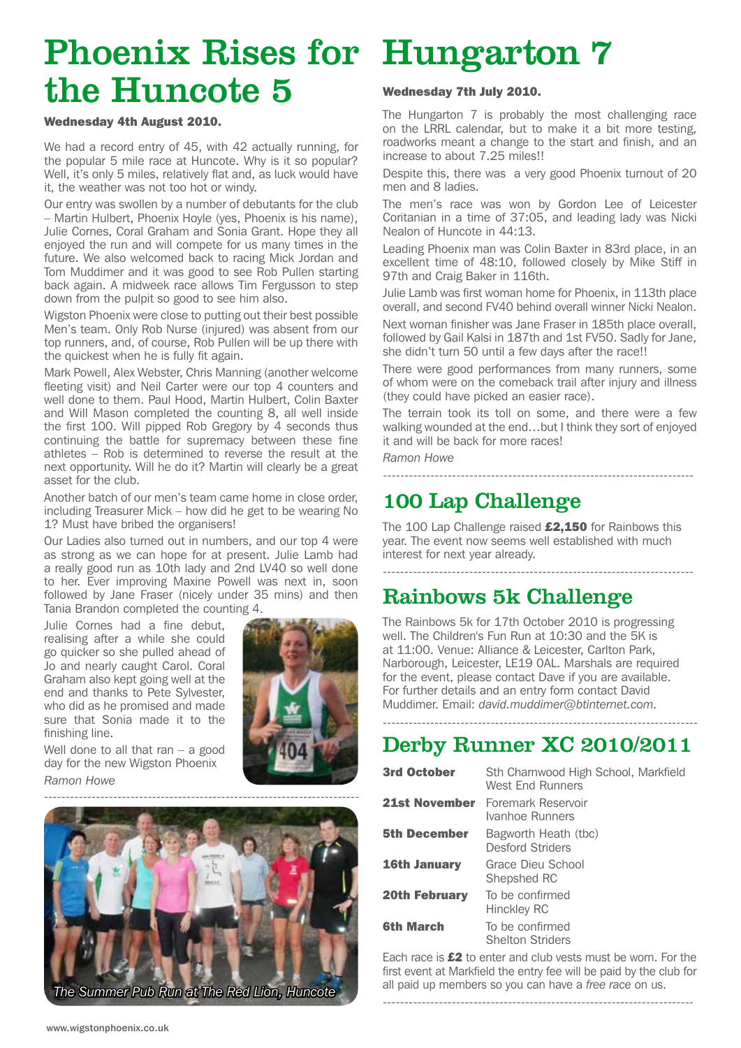# Phoenix Rises for the Huncote 5

#### Wednesday 4th August 2010.

We had a record entry of 45, with 42 actually running, for the popular 5 mile race at Huncote. Why is it so popular? Well, it's only 5 miles, relatively flat and, as luck would have it, the weather was not too hot or windy.

Our entry was swollen by a number of debutants for the club – Martin Hulbert, Phoenix Hoyle (yes, Phoenix is his name), Julie Cornes, Coral Graham and Sonia Grant. Hope they all enjoyed the run and will compete for us many times in the future. We also welcomed back to racing Mick Jordan and Tom Muddimer and it was good to see Rob Pullen starting back again. A midweek race allows Tim Fergusson to step down from the pulpit so good to see him also.

Wigston Phoenix were close to putting out their best possible Men's team. Only Rob Nurse (injured) was absent from our top runners, and, of course, Rob Pullen will be up there with the quickest when he is fully fit again.

Mark Powell, Alex Webster, Chris Manning (another welcome fleeting visit) and Neil Carter were our top 4 counters and well done to them. Paul Hood, Martin Hulbert, Colin Baxter and Will Mason completed the counting 8, all well inside the first 100. Will pipped Rob Gregory by 4 seconds thus continuing the battle for supremacy between these fine athletes – Rob is determined to reverse the result at the next opportunity. Will he do it? Martin will clearly be a great asset for the club.

Another batch of our men's team came home in close order, including Treasurer Mick – how did he get to be wearing No 1? Must have bribed the organisers!

Our Ladies also turned out in numbers, and our top 4 were as strong as we can hope for at present. Julie Lamb had a really good run as 10th lady and 2nd LV40 so well done to her. Ever improving Maxine Powell was next in, soon followed by Jane Fraser (nicely under 35 mins) and then Tania Brandon completed the counting 4.

Julie Cornes had a fine debut, realising after a while she could go quicker so she pulled ahead of Jo and nearly caught Carol. Coral Graham also kept going well at the end and thanks to Pete Sylvester, who did as he promised and made sure that Sonia made it to the finishing line.

Well done to all that ran – a good day for the new Wigston Phoenix

*Ramon Howe*

*The Summer Pub Run at The Red Lion, Huncote*

---

# Hungarton 7

#### Wednesday 7th July 2010.

The Hungarton 7 is probably the most challenging race on the LRRL calendar, but to make it a bit more testing, roadworks meant a change to the start and finish, and an increase to about 7.25 miles!!

Despite this, there was a very good Phoenix turnout of 20 men and 8 ladies.

The men's race was won by Gordon Lee of Leicester Coritanian in a time of 37:05, and leading lady was Nicki Nealon of Huncote in 44:13.

Leading Phoenix man was Colin Baxter in 83rd place, in an excellent time of 48:10, followed closely by Mike Stiff in 97th and Craig Baker in 116th.

Julie Lamb was first woman home for Phoenix, in 113th place overall, and second FV40 behind overall winner Nicki Nealon.

Next woman finisher was Jane Fraser in 185th place overall, followed by Gail Kalsi in 187th and 1st FV50. Sadly for Jane, she didn't turn 50 until a few days after the race!!

There were good performances from many runners, some of whom were on the comeback trail after injury and illness (they could have picked an easier race).

The terrain took its toll on some, and there were a few walking wounded at the end…but I think they sort of enjoyed it and will be back for more races!

*Ramon Howe*

---

## 100 Lap Challenge

The 100 Lap Challenge raised **£2,150** for Rainbows this year. The event now seems well established with much interest for next year already.

---

## Rainbows 5k Challenge

The Rainbows 5k for 17th October 2010 is progressing well. The Children's Fun Run at 10:30 and the 5K is at 11:00. Venue: Alliance & Leicester, Carlton Park, Narborough, Leicester, LE19 0AL. Marshals are required for the event, please contact Dave if you are available. For further details and an entry form contact David Muddimer. Email: *david.muddimer@btinternet.com*.

---

## Derby Runner XC 2010/2011

| | |
|---|---|
| **3rd October** | Sth Charnwood High School, Markfield<br>West End Runners |
| **21st November** | Foremark Reservoir<br>Ivanhoe Runners |
| **5th December** | Bagworth Heath (tbc)<br>Desford Striders |
| **16th January** | Grace Dieu School<br>Shepshed RC |
| **20th February** | To be confirmed<br>Hinckley RC |
| **6th March** | To be confirmed<br>Shelton Striders |

Each race is **£2** to enter and club vests must be worn. For the first event at Markfield the entry fee will be paid by the club for all paid up members so you can have a *free race* on us.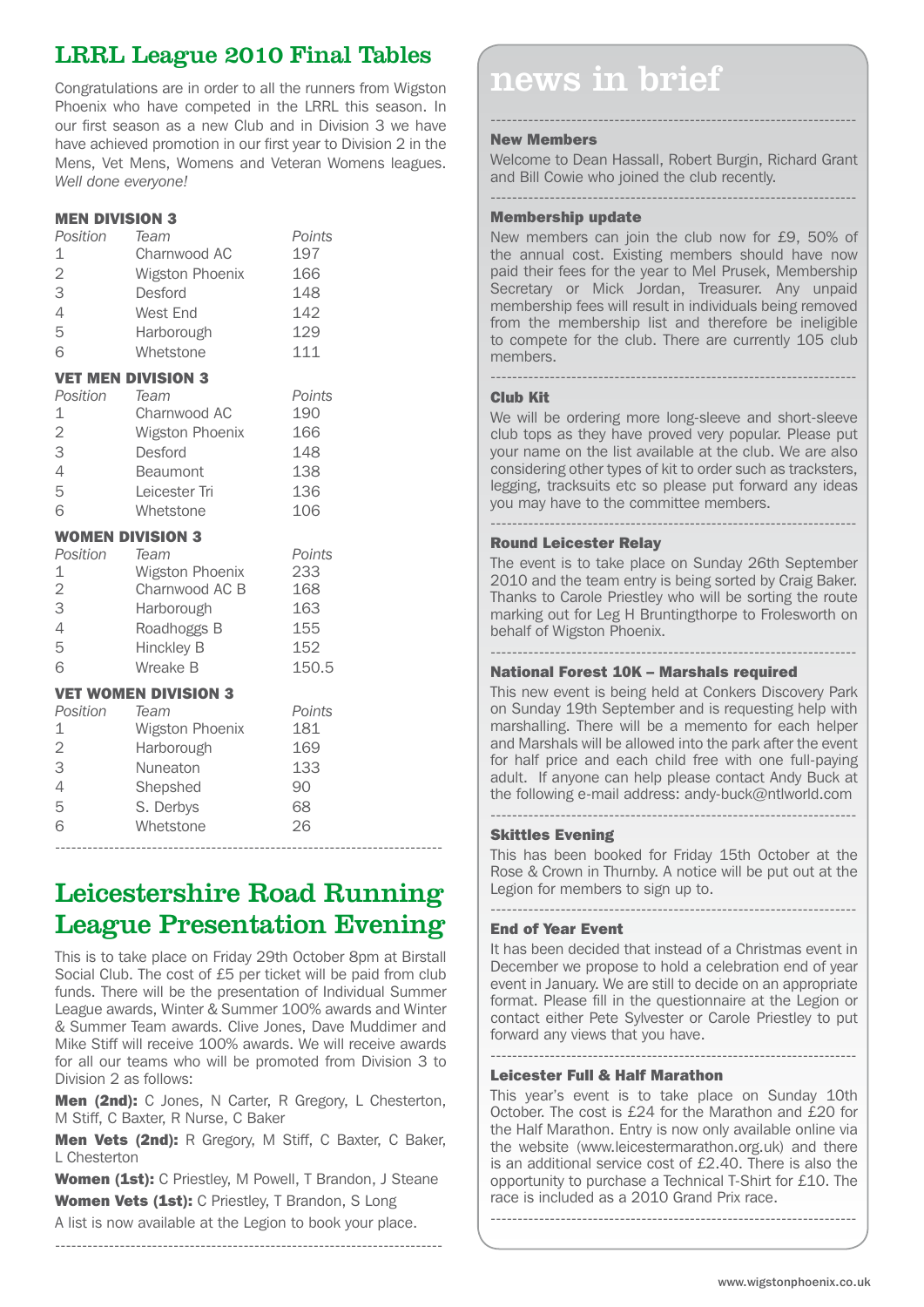## LRRL League 2010 Final Tables

Congratulations are in order to all the runners from Wigston Phoenix who have competed in the LRRL this season. In our first season as a new Club and in Division 3 we have have achieved promotion in our first year to Division 2 in the Mens, Vet Mens, Womens and Veteran Womens leagues. *Well done everyone!*

### MEN DIVISION 3

| *Position* | *Team* | *Points* |
|---|---|---|
| 1 | Charnwood AC | 197 |
| 2 | Wigston Phoenix | 166 |
| 3 | Desford | 148 |
| 4 | West End | 142 |
| 5 | Harborough | 129 |
| 6 | Whetstone | 111 |

### VET MEN DIVISION 3

| *Position* | *Team* | *Points* |
|---|---|---|
| 1 | Charnwood AC | 190 |
| 2 | Wigston Phoenix | 166 |
| 3 | Desford | 148 |
| 4 | Beaumont | 138 |
| 5 | Leicester Tri | 136 |
| 6 | Whetstone | 106 |

### WOMEN DIVISION 3

| *Position* | *Team* | *Points* |
|---|---|---|
| 1 | Wigston Phoenix | 233 |
| 2 | Charnwood AC B | 168 |
| 3 | Harborough | 163 |
| 4 | Roadhoggs B | 155 |
| 5 | Hinckley B | 152 |
| 6 | Wreake B | 150.5 |

### VET WOMEN DIVISION 3

| *Position* | *Team* | *Points* |
|---|---|---|
| 1 | Wigston Phoenix | 181 |
| 2 | Harborough | 169 |
| 3 | Nuneaton | 133 |
| 4 | Shepshed | 90 |
| 5 | S. Derbys | 68 |
| 6 | Whetstone | 26 |

## Leicestershire Road Running League Presentation Evening

This is to take place on Friday 29th October 8pm at Birstall Social Club. The cost of £5 per ticket will be paid from club funds. There will be the presentation of Individual Summer League awards, Winter & Summer 100% awards and Winter & Summer Team awards. Clive Jones, Dave Muddimer and Mike Stiff will receive 100% awards. We will receive awards for all our teams who will be promoted from Division 3 to Division 2 as follows:

**Men (2nd):** C Jones, N Carter, R Gregory, L Chesterton, M Stiff, C Baxter, R Nurse, C Baker

**Men Vets (2nd):** R Gregory, M Stiff, C Baxter, C Baker, L Chesterton

**Women (1st):** C Priestley, M Powell, T Brandon, J Steane

**Women Vets (1st):** C Priestley, T Brandon, S Long

A list is now available at the Legion to book your place.

## news in brief

### New Members

Welcome to Dean Hassall, Robert Burgin, Richard Grant and Bill Cowie who joined the club recently.

### Membership update

New members can join the club now for £9, 50% of the annual cost. Existing members should have now paid their fees for the year to Mel Prusek, Membership Secretary or Mick Jordan, Treasurer. Any unpaid membership fees will result in individuals being removed from the membership list and therefore be ineligible to compete for the club. There are currently 105 club members.

### Club Kit

We will be ordering more long-sleeve and short-sleeve club tops as they have proved very popular. Please put your name on the list available at the club. We are also considering other types of kit to order such as tracksters, legging, tracksuits etc so please put forward any ideas you may have to the committee members.

### Round Leicester Relay

The event is to take place on Sunday 26th September 2010 and the team entry is being sorted by Craig Baker. Thanks to Carole Priestley who will be sorting the route marking out for Leg H Bruntingthorpe to Frolesworth on behalf of Wigston Phoenix.

### National Forest 10K – Marshals required

This new event is being held at Conkers Discovery Park on Sunday 19th September and is requesting help with marshalling. There will be a memento for each helper and Marshals will be allowed into the park after the event for half price and each child free with one full-paying adult. If anyone can help please contact Andy Buck at the following e-mail address: andy-buck@ntlworld.com

### Skittles Evening

This has been booked for Friday 15th October at the Rose & Crown in Thurnby. A notice will be put out at the Legion for members to sign up to.

### End of Year Event

It has been decided that instead of a Christmas event in December we propose to hold a celebration end of year event in January. We are still to decide on an appropriate format. Please fill in the questionnaire at the Legion or contact either Pete Sylvester or Carole Priestley to put forward any views that you have.

### Leicester Full & Half Marathon

This year's event is to take place on Sunday 10th October. The cost is £24 for the Marathon and £20 for the Half Marathon. Entry is now only available online via the website (www.leicestermarathon.org.uk) and there is an additional service cost of £2.40. There is also the opportunity to purchase a Technical T-Shirt for £10. The race is included as a 2010 Grand Prix race.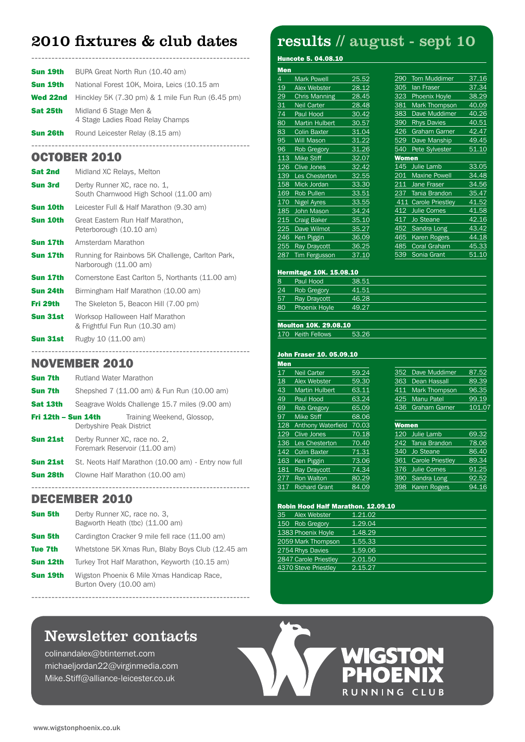# 2010 fixtures & club dates

**Sun 19th** BUPA Great North Run (10.40 am)

**Sun 19th** National Forest 10K, Moira, Leics (10.15 am

**Wed 22nd** Hinckley 5K (7.30 pm) & 1 mile Fun Run (6.45 pm)

**Sat 25th** Midland 6 Stage Men & 4 Stage Ladies Road Relay Champs

**Sun 26th** Round Leicester Relay (8.15 am)

## OCTOBER 2010

**Sat 2nd** Midland XC Relays, Melton

**Sun 3rd** Derby Runner XC, race no. 1, South Charnwood High School (11.00 am)

**Sun 10th** Leicester Full & Half Marathon (9.30 am)

**Sun 10th** Great Eastern Run Half Marathon, Peterborough (10.10 am)

**Sun 17th** Amsterdam Marathon

**Sun 17th** Running for Rainbows 5K Challenge, Carlton Park, Narborough (11.00 am)

**Sun 17th** Cornerstone East Carlton 5, Northants (11.00 am)

**Sun 24th** Birmingham Half Marathon (10.00 am)

**Fri 29th** The Skeleton 5, Beacon Hill (7.00 pm)

**Sun 31st** Worksop Halloween Half Marathon & Frightful Fun Run (10.30 am)

**Sun 31st** Rugby 10 (11.00 am)

## NOVEMBER 2010

**Sun 7th** Rutland Water Marathon

**Sun 7th** Shepshed 7 (11.00 am) & Fun Run (10.00 am)

**Sat 13th** Seagrave Wolds Challenge 15.7 miles (9.00 am)

**Fri 12th – Sun 14th** Training Weekend, Glossop, Derbyshire Peak District

**Sun 21st** Derby Runner XC, race no. 2, Foremark Reservoir (11.00 am)

**Sun 21st** St. Neots Half Marathon (10.00 am) - Entry now full

**Sun 28th** Clowne Half Marathon (10.00 am)

## DECEMBER 2010

**Sun 5th** Derby Runner XC, race no. 3, Bagworth Heath (tbc) (11.00 am)

**Sun 5th** Cardington Cracker 9 mile fell race (11.00 am)

**Tue 7th** Whetstone 5K Xmas Run, Blaby Boys Club (12.45 am

**Sun 12th** Turkey Trot Half Marathon, Keyworth (10.15 am)

**Sun 19th** Wigston Phoenix 6 Mile Xmas Handicap Race, Burton Overy (10.00 am)

# results // august - sept 10

### Huncote 5. 04.08.10

**Men**

| | | |
|---|---|---|
| 4 | Mark Powell | 25.52 |
| 19 | Alex Webster | 28.12 |
| 29 | Chris Manning | 28.45 |
| 31 | Neil Carter | 28.48 |
| 74 | Paul Hood | 30.42 |
| 80 | Martin Hulbert | 30.57 |
| 83 | Colin Baxter | 31.04 |
| 95 | Will Mason | 31.22 |
| 96 | Rob Gregory | 31.26 |
| 113 | Mike Stiff | 32.07 |
| 126 | Clive Jones | 32.42 |
| 139 | Les Chesterton | 32.55 |
| 158 | Mick Jordan | 33.30 |
| 169 | Rob Pullen | 33.51 |
| 170 | Nigel Ayres | 33.55 |
| 185 | John Mason | 34.24 |
| 215 | Craig Baker | 35.10 |
| 225 | Dave Wilmot | 35.27 |
| 246 | Ken Piggin | 36.09 |
| 255 | Ray Draycott | 36.25 |
| 287 | Tim Fergusson | 37.10 |
| 290 | Tom Muddimer | 37.16 |
| 305 | Ian Fraser | 37.34 |
| 323 | Phoenix Hoyle | 38.29 |
| 381 | Mark Thompson | 40.09 |
| 383 | Dave Muddimer | 40.26 |
| 390 | Rhys Davies | 40.51 |
| 426 | Graham Garner | 42.47 |
| 529 | Dave Manship | 49.45 |
| 540 | Pete Sylvester | 51.10 |

**Women**

| | | |
|---|---|---|
| 145 | Julie Lamb | 33.05 |
| 201 | Maxine Powell | 34.48 |
| 211 | Jane Fraser | 34.56 |
| 237 | Tania Brandon | 35.47 |
| 411 | Carole Priestley | 41.52 |
| 412 | Julie Cornes | 41.58 |
| 417 | Jo Steane | 42.16 |
| 452 | Sandra Long | 43.42 |
| 465 | Karen Rogers | 44.18 |
| 485 | Coral Graham | 45.33 |
| 539 | Sonia Grant | 51.10 |

### Hermitage 10K. 15.08.10

| | | |
|---|---|---|
| 8 | Paul Hood | 38.51 |
| 24 | Rob Gregory | 41.51 |
| 57 | Ray Draycott | 46.28 |
| 80 | Phoenix Hoyle | 49.27 |

### Moulton 10K. 29.08.10

| | | |
|---|---|---|
| 170 | Keith Fellows | 53.26 |

### John Fraser 10. 05.09.10

**Men**

| | | |
|---|---|---|
| 17 | Neil Carter | 59.24 |
| 18 | Alex Webster | 59.30 |
| 43 | Martin Hulbert | 63.11 |
| 49 | Paul Hood | 63.24 |
| 69 | Rob Gregory | 65.09 |
| 97 | Mike Stiff | 68.06 |
| 128 | Anthony Waterfield | 70.03 |
| 129 | Clive Jones | 70.18 |
| 136 | Les Chesterton | 70.40 |
| 142 | Colin Baxter | 71.31 |
| 163 | Ken Piggin | 73.06 |
| 181 | Ray Draycott | 74.34 |
| 277 | Ron Walton | 80.29 |
| 317 | Richard Grant | 84.09 |
| 352 | Dave Muddimer | 87.52 |
| 363 | Dean Hassall | 89.39 |
| 411 | Mark Thompson | 96.35 |
| 425 | Manu Patel | 99.19 |
| 436 | Graham Garner | 101.07 |

**Women**

| | | |
|---|---|---|
| 120 | Julie Lamb | 69.32 |
| 242 | Tania Brandon | 78.06 |
| 340 | Jo Steane | 86.40 |
| 361 | Carole Priestley | 89.34 |
| 376 | Julie Cornes | 91.25 |
| 390 | Sandra Long | 92.52 |
| 398 | Karen Rogers | 94.16 |

### Robin Hood Half Marathon. 12.09.10

| | | |
|---|---|---|
| 35 | Alex Webster | 1.21.02 |
| 150 | Rob Gregory | 1.29.04 |
| 1383 | Phoenix Hoyle | 1.48.29 |
| 2059 | Mark Thompson | 1.55.33 |
| 2754 | Rhys Davies | 1.59.06 |
| 2847 | Carole Priestley | 2.01.50 |
| 4370 | Steve Priestley | 2.15.27 |

# Newsletter contacts

colinandalex@btinternet.com
michaeljordan22@virginmedia.com
Mike.Stiff@alliance-leicester.co.uk

WIGSTON PHOENIX RUNNING CLUB

www.wigstonphoenix.co.uk